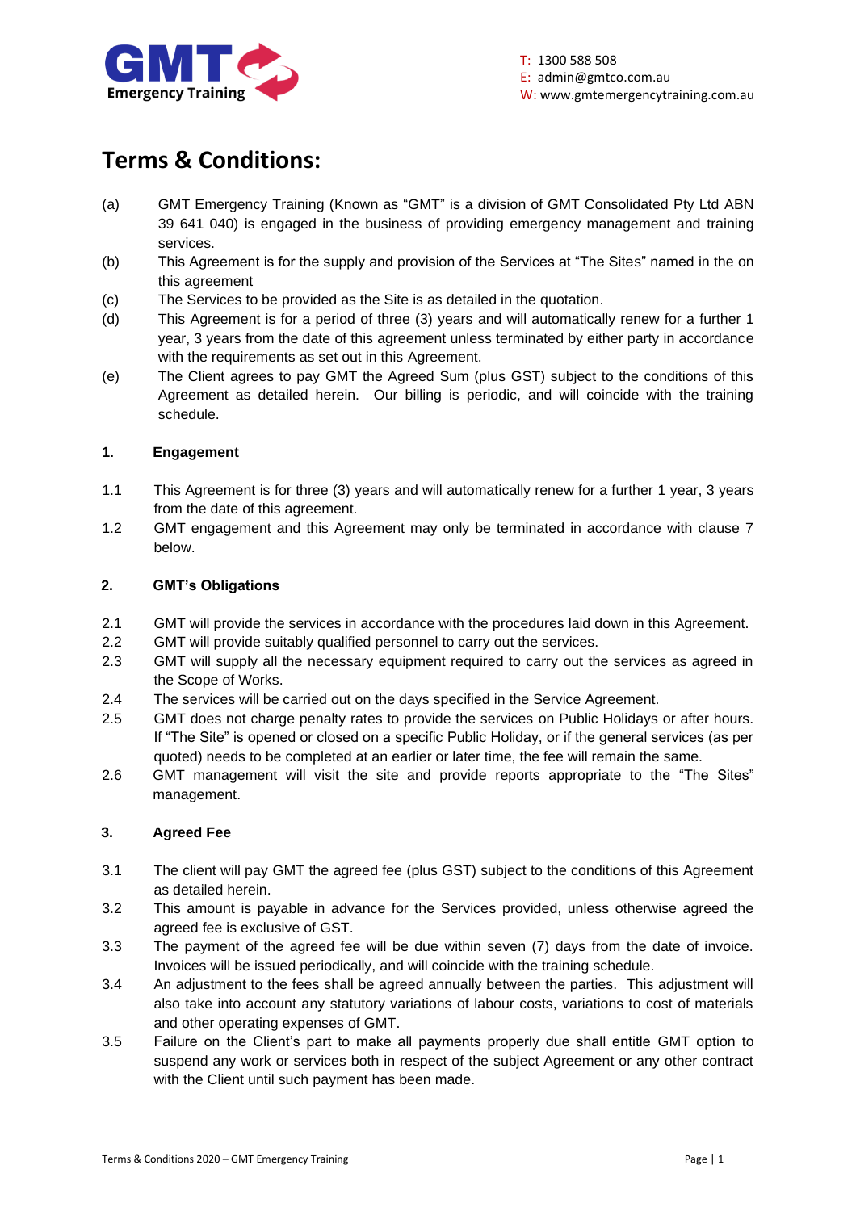GMT Emergency Training

T: 1300 588 508
E: admin@gmtco.com.au
W: www.gmtemergencytraining.com.au

# Terms & Conditions:

(a) GMT Emergency Training (Known as "GMT" is a division of GMT Consolidated Pty Ltd ABN 39 641 040) is engaged in the business of providing emergency management and training services.

(b) This Agreement is for the supply and provision of the Services at "The Sites" named in the on this agreement

(c) The Services to be provided as the Site is as detailed in the quotation.

(d) This Agreement is for a period of three (3) years and will automatically renew for a further 1 year, 3 years from the date of this agreement unless terminated by either party in accordance with the requirements as set out in this Agreement.

(e) The Client agrees to pay GMT the Agreed Sum (plus GST) subject to the conditions of this Agreement as detailed herein. Our billing is periodic, and will coincide with the training schedule.

### 1. Engagement

1.1 This Agreement is for three (3) years and will automatically renew for a further 1 year, 3 years from the date of this agreement.

1.2 GMT engagement and this Agreement may only be terminated in accordance with clause 7 below.

### 2. GMT's Obligations

2.1 GMT will provide the services in accordance with the procedures laid down in this Agreement.

2.2 GMT will provide suitably qualified personnel to carry out the services.

2.3 GMT will supply all the necessary equipment required to carry out the services as agreed in the Scope of Works.

2.4 The services will be carried out on the days specified in the Service Agreement.

2.5 GMT does not charge penalty rates to provide the services on Public Holidays or after hours. If "The Site" is opened or closed on a specific Public Holiday, or if the general services (as per quoted) needs to be completed at an earlier or later time, the fee will remain the same.

2.6 GMT management will visit the site and provide reports appropriate to the "The Sites" management.

### 3. Agreed Fee

3.1 The client will pay GMT the agreed fee (plus GST) subject to the conditions of this Agreement as detailed herein.

3.2 This amount is payable in advance for the Services provided, unless otherwise agreed the agreed fee is exclusive of GST.

3.3 The payment of the agreed fee will be due within seven (7) days from the date of invoice. Invoices will be issued periodically, and will coincide with the training schedule.

3.4 An adjustment to the fees shall be agreed annually between the parties. This adjustment will also take into account any statutory variations of labour costs, variations to cost of materials and other operating expenses of GMT.

3.5 Failure on the Client's part to make all payments properly due shall entitle GMT option to suspend any work or services both in respect of the subject Agreement or any other contract with the Client until such payment has been made.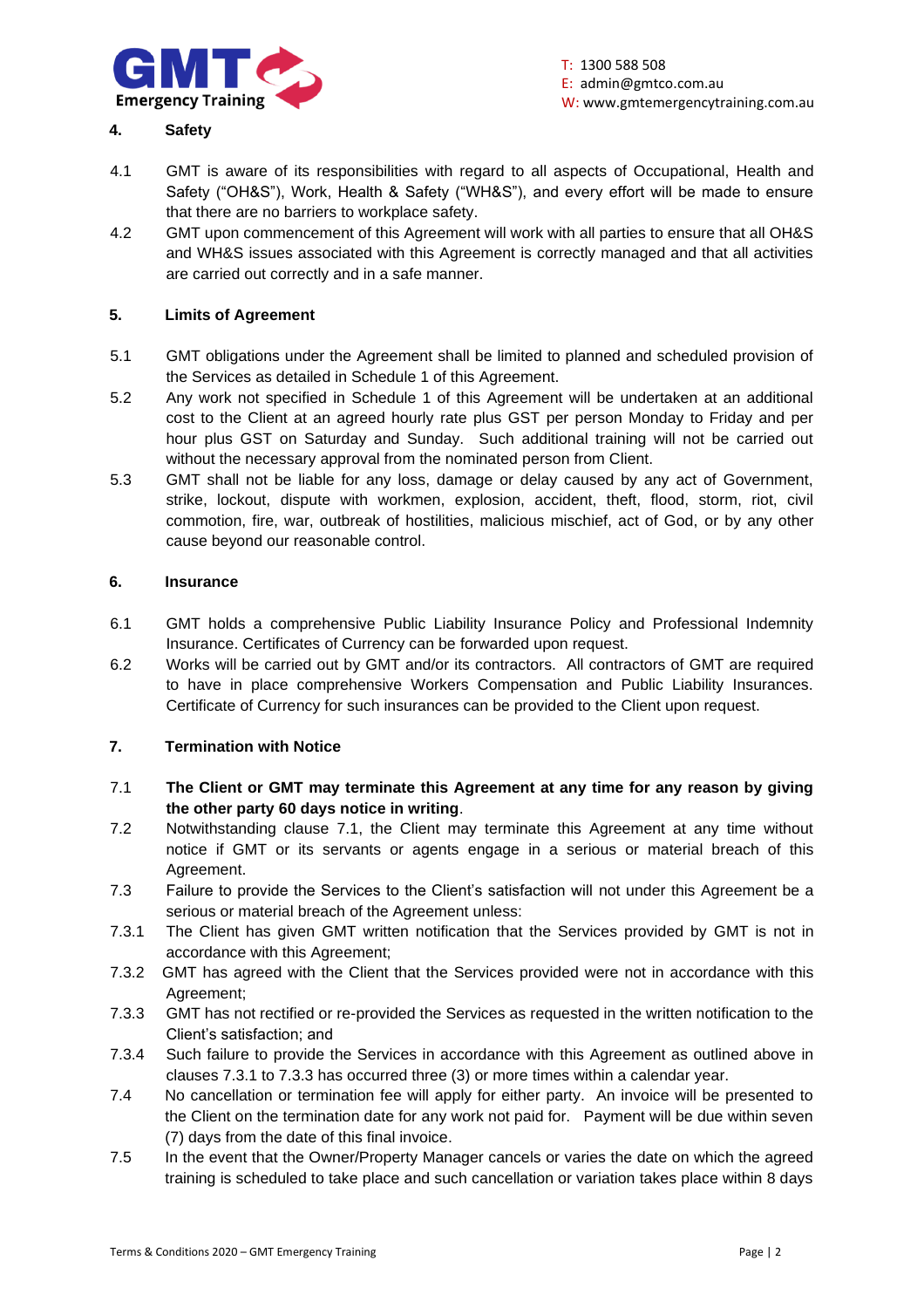## 4. Safety

4.1 GMT is aware of its responsibilities with regard to all aspects of Occupational, Health and Safety ("OH&S"), Work, Health & Safety ("WH&S"), and every effort will be made to ensure that there are no barriers to workplace safety.

4.2 GMT upon commencement of this Agreement will work with all parties to ensure that all OH&S and WH&S issues associated with this Agreement is correctly managed and that all activities are carried out correctly and in a safe manner.

## 5. Limits of Agreement

5.1 GMT obligations under the Agreement shall be limited to planned and scheduled provision of the Services as detailed in Schedule 1 of this Agreement.

5.2 Any work not specified in Schedule 1 of this Agreement will be undertaken at an additional cost to the Client at an agreed hourly rate plus GST per person Monday to Friday and per hour plus GST on Saturday and Sunday. Such additional training will not be carried out without the necessary approval from the nominated person from Client.

5.3 GMT shall not be liable for any loss, damage or delay caused by any act of Government, strike, lockout, dispute with workmen, explosion, accident, theft, flood, storm, riot, civil commotion, fire, war, outbreak of hostilities, malicious mischief, act of God, or by any other cause beyond our reasonable control.

## 6. Insurance

6.1 GMT holds a comprehensive Public Liability Insurance Policy and Professional Indemnity Insurance. Certificates of Currency can be forwarded upon request.

6.2 Works will be carried out by GMT and/or its contractors. All contractors of GMT are required to have in place comprehensive Workers Compensation and Public Liability Insurances. Certificate of Currency for such insurances can be provided to the Client upon request.

## 7. Termination with Notice

7.1 **The Client or GMT may terminate this Agreement at any time for any reason by giving the other party 60 days notice in writing**.

7.2 Notwithstanding clause 7.1, the Client may terminate this Agreement at any time without notice if GMT or its servants or agents engage in a serious or material breach of this Agreement.

7.3 Failure to provide the Services to the Client's satisfaction will not under this Agreement be a serious or material breach of the Agreement unless:

7.3.1 The Client has given GMT written notification that the Services provided by GMT is not in accordance with this Agreement;

7.3.2 GMT has agreed with the Client that the Services provided were not in accordance with this Agreement;

7.3.3 GMT has not rectified or re-provided the Services as requested in the written notification to the Client's satisfaction; and

7.3.4 Such failure to provide the Services in accordance with this Agreement as outlined above in clauses 7.3.1 to 7.3.3 has occurred three (3) or more times within a calendar year.

7.4 No cancellation or termination fee will apply for either party. An invoice will be presented to the Client on the termination date for any work not paid for. Payment will be due within seven (7) days from the date of this final invoice.

7.5 In the event that the Owner/Property Manager cancels or varies the date on which the agreed training is scheduled to take place and such cancellation or variation takes place within 8 days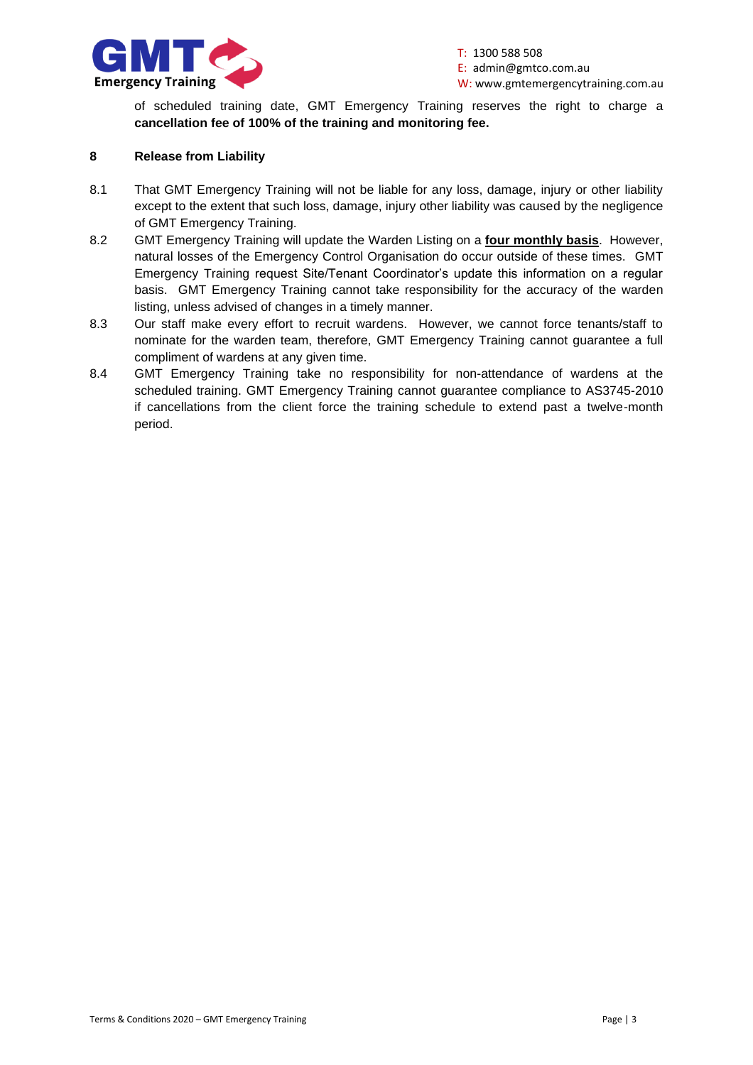of scheduled training date, GMT Emergency Training reserves the right to charge a **cancellation fee of 100% of the training and monitoring fee.**

## 8 Release from Liability

8.1 That GMT Emergency Training will not be liable for any loss, damage, injury or other liability except to the extent that such loss, damage, injury other liability was caused by the negligence of GMT Emergency Training.

8.2 GMT Emergency Training will update the Warden Listing on a **four monthly basis**. However, natural losses of the Emergency Control Organisation do occur outside of these times. GMT Emergency Training request Site/Tenant Coordinator's update this information on a regular basis. GMT Emergency Training cannot take responsibility for the accuracy of the warden listing, unless advised of changes in a timely manner.

8.3 Our staff make every effort to recruit wardens. However, we cannot force tenants/staff to nominate for the warden team, therefore, GMT Emergency Training cannot guarantee a full compliment of wardens at any given time.

8.4 GMT Emergency Training take no responsibility for non-attendance of wardens at the scheduled training. GMT Emergency Training cannot guarantee compliance to AS3745-2010 if cancellations from the client force the training schedule to extend past a twelve-month period.